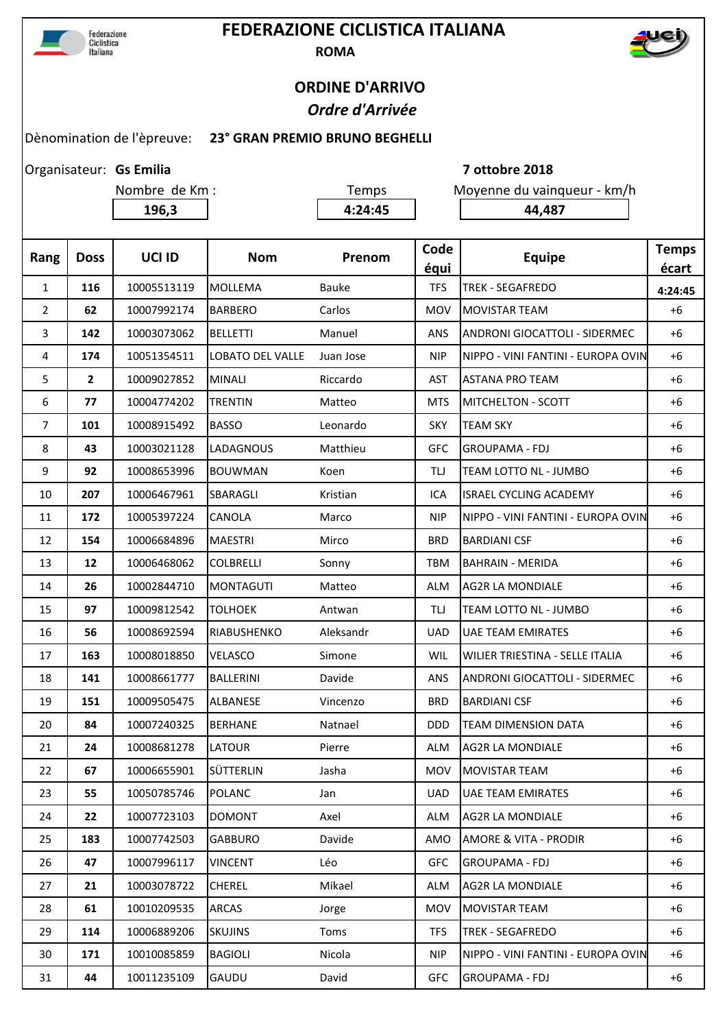# FEDERAZIONE CICLISTICA ITALIANA

**ROMA**

## ORDINE D'ARRIVO

***Ordre d'Arrivée***

Dènomination de l'èpreuve: **23° GRAN PREMIO BRUNO BEGHELLI**

Organisateur: **Gs Emilia** **7 ottobre 2018**

| Nombre de Km : | Temps | Moyenne du vainqueur - km/h |
|---|---|---|
| **196,3** | **4:24:45** | **44,487** |

| Rang | Doss | UCI ID | Nom | Prenom | Code équi | Equipe | Temps écart |
|---|---|---|---|---|---|---|---|
| 1 | **116** | 10005513119 | MOLLEMA | Bauke | TFS | TREK - SEGAFREDO | **4:24:45** |
| 2 | **62** | 10007992174 | BARBERO | Carlos | MOV | MOVISTAR TEAM | +6 |
| 3 | **142** | 10003073062 | BELLETTI | Manuel | ANS | ANDRONI GIOCATTOLI - SIDERMEC | +6 |
| 4 | **174** | 10051354511 | LOBATO DEL VALLE | Juan Jose | NIP | NIPPO - VINI FANTINI - EUROPA OVIN | +6 |
| 5 | **2** | 10009027852 | MINALI | Riccardo | AST | ASTANA PRO TEAM | +6 |
| 6 | **77** | 10004774202 | TRENTIN | Matteo | MTS | MITCHELTON - SCOTT | +6 |
| 7 | **101** | 10008915492 | BASSO | Leonardo | SKY | TEAM SKY | +6 |
| 8 | **43** | 10003021128 | LADAGNOUS | Matthieu | GFC | GROUPAMA - FDJ | +6 |
| 9 | **92** | 10008653996 | BOUWMAN | Koen | TLJ | TEAM LOTTO NL - JUMBO | +6 |
| 10 | **207** | 10006467961 | SBARAGLI | Kristian | ICA | ISRAEL CYCLING ACADEMY | +6 |
| 11 | **172** | 10005397224 | CANOLA | Marco | NIP | NIPPO - VINI FANTINI - EUROPA OVIN | +6 |
| 12 | **154** | 10006684896 | MAESTRI | Mirco | BRD | BARDIANI CSF | +6 |
| 13 | **12** | 10006468062 | COLBRELLI | Sonny | TBM | BAHRAIN - MERIDA | +6 |
| 14 | **26** | 10002844710 | MONTAGUTI | Matteo | ALM | AG2R LA MONDIALE | +6 |
| 15 | **97** | 10009812542 | TOLHOEK | Antwan | TLJ | TEAM LOTTO NL - JUMBO | +6 |
| 16 | **56** | 10008692594 | RIABUSHENKO | Aleksandr | UAD | UAE TEAM EMIRATES | +6 |
| 17 | **163** | 10008018850 | VELASCO | Simone | WIL | WILIER TRIESTINA - SELLE ITALIA | +6 |
| 18 | **141** | 10008661777 | BALLERINI | Davide | ANS | ANDRONI GIOCATTOLI - SIDERMEC | +6 |
| 19 | **151** | 10009505475 | ALBANESE | Vincenzo | BRD | BARDIANI CSF | +6 |
| 20 | **84** | 10007240325 | BERHANE | Natnael | DDD | TEAM DIMENSION DATA | +6 |
| 21 | **24** | 10008681278 | LATOUR | Pierre | ALM | AG2R LA MONDIALE | +6 |
| 22 | **67** | 10006655901 | SÜTTERLIN | Jasha | MOV | MOVISTAR TEAM | +6 |
| 23 | **55** | 10050785746 | POLANC | Jan | UAD | UAE TEAM EMIRATES | +6 |
| 24 | **22** | 10007723103 | DOMONT | Axel | ALM | AG2R LA MONDIALE | +6 |
| 25 | **183** | 10007742503 | GABBURO | Davide | AMO | AMORE & VITA - PRODIR | +6 |
| 26 | **47** | 10007996117 | VINCENT | Léo | GFC | GROUPAMA - FDJ | +6 |
| 27 | **21** | 10003078722 | CHEREL | Mikael | ALM | AG2R LA MONDIALE | +6 |
| 28 | **61** | 10010209535 | ARCAS | Jorge | MOV | MOVISTAR TEAM | +6 |
| 29 | **114** | 10006889206 | SKUJINS | Toms | TFS | TREK - SEGAFREDO | +6 |
| 30 | **171** | 10010085859 | BAGIOLI | Nicola | NIP | NIPPO - VINI FANTINI - EUROPA OVIN | +6 |
| 31 | **44** | 10011235109 | GAUDU | David | GFC | GROUPAMA - FDJ | +6 |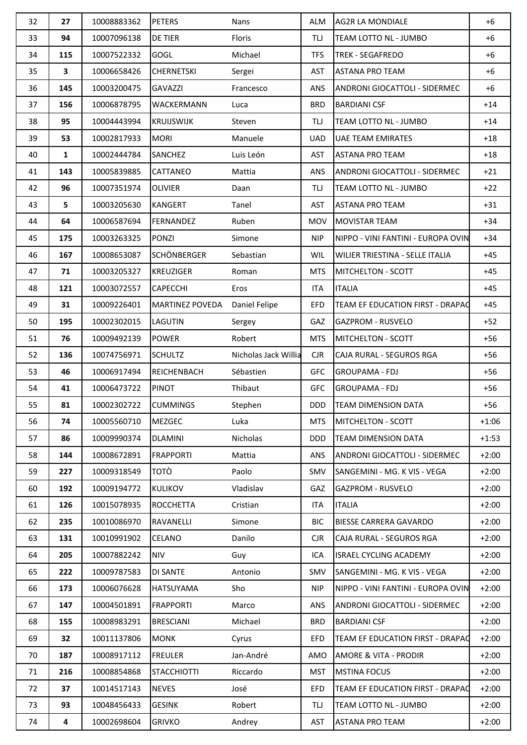| 32 | **27** | 10008883362 | PETERS | Nans | ALM | AG2R LA MONDIALE | +6 |
|---|---|---|---|---|---|---|---|
| 33 | **94** | 10007096138 | DE TIER | Floris | TLJ | TEAM LOTTO NL - JUMBO | +6 |
| 34 | **115** | 10007522332 | GOGL | Michael | TFS | TREK - SEGAFREDO | +6 |
| 35 | **3** | 10006658426 | CHERNETSKI | Sergei | AST | ASTANA PRO TEAM | +6 |
| 36 | **145** | 10003200475 | GAVAZZI | Francesco | ANS | ANDRONI GIOCATTOLI - SIDERMEC | +6 |
| 37 | **156** | 10006878795 | WACKERMANN | Luca | BRD | BARDIANI CSF | +14 |
| 38 | **95** | 10004443994 | KRUIJSWIJK | Steven | TLJ | TEAM LOTTO NL - JUMBO | +14 |
| 39 | **53** | 10002817933 | MORI | Manuele | UAD | UAE TEAM EMIRATES | +18 |
| 40 | **1** | 10002444784 | SANCHEZ | Luis León | AST | ASTANA PRO TEAM | +18 |
| 41 | **143** | 10005839885 | CATTANEO | Mattia | ANS | ANDRONI GIOCATTOLI - SIDERMEC | +21 |
| 42 | **96** | 10007351974 | OLIVIER | Daan | TLJ | TEAM LOTTO NL - JUMBO | +22 |
| 43 | **5** | 10003205630 | KANGERT | Tanel | AST | ASTANA PRO TEAM | +31 |
| 44 | **64** | 10006587694 | FERNANDEZ | Ruben | MOV | MOVISTAR TEAM | +34 |
| 45 | **175** | 10003263325 | PONZI | Simone | NIP | NIPPO - VINI FANTINI - EUROPA OVIN | +34 |
| 46 | **167** | 10008653087 | SCHÖNBERGER | Sebastian | WIL | WILIER TRIESTINA - SELLE ITALIA | +45 |
| 47 | **71** | 10003205327 | KREUZIGER | Roman | MTS | MITCHELTON - SCOTT | +45 |
| 48 | **121** | 10003072557 | CAPECCHI | Eros | ITA | ITALIA | +45 |
| 49 | **31** | 10009226401 | MARTINEZ POVEDA | Daniel Felipe | EFD | TEAM EF EDUCATION FIRST - DRAPAC | +45 |
| 50 | **195** | 10002302015 | LAGUTIN | Sergey | GAZ | GAZPROM - RUSVELO | +52 |
| 51 | **76** | 10009492139 | POWER | Robert | MTS | MITCHELTON - SCOTT | +56 |
| 52 | **136** | 10074756971 | SCHULTZ | Nicholas Jack Willia | CJR | CAJA RURAL - SEGUROS RGA | +56 |
| 53 | **46** | 10006917494 | REICHENBACH | Sébastien | GFC | GROUPAMA - FDJ | +56 |
| 54 | **41** | 10006473722 | PINOT | Thibaut | GFC | GROUPAMA - FDJ | +56 |
| 55 | **81** | 10002302722 | CUMMINGS | Stephen | DDD | TEAM DIMENSION DATA | +56 |
| 56 | **74** | 10005560710 | MEZGEC | Luka | MTS | MITCHELTON - SCOTT | +1:06 |
| 57 | **86** | 10009990374 | DLAMINI | Nicholas | DDD | TEAM DIMENSION DATA | +1:53 |
| 58 | **144** | 10008672891 | FRAPPORTI | Mattia | ANS | ANDRONI GIOCATTOLI - SIDERMEC | +2:00 |
| 59 | **227** | 10009318549 | TOTÒ | Paolo | SMV | SANGEMINI - MG. K VIS - VEGA | +2:00 |
| 60 | **192** | 10009194772 | KULIKOV | Vladislav | GAZ | GAZPROM - RUSVELO | +2:00 |
| 61 | **126** | 10015078935 | ROCCHETTA | Cristian | ITA | ITALIA | +2:00 |
| 62 | **235** | 10010086970 | RAVANELLI | Simone | BIC | BIESSE CARRERA GAVARDO | +2:00 |
| 63 | **131** | 10010991902 | CELANO | Danilo | CJR | CAJA RURAL - SEGUROS RGA | +2:00 |
| 64 | **205** | 10007882242 | NIV | Guy | ICA | ISRAEL CYCLING ACADEMY | +2:00 |
| 65 | **222** | 10009787583 | DI SANTE | Antonio | SMV | SANGEMINI - MG. K VIS - VEGA | +2:00 |
| 66 | **173** | 10006076628 | HATSUYAMA | Sho | NIP | NIPPO - VINI FANTINI - EUROPA OVIN | +2:00 |
| 67 | **147** | 10004501891 | FRAPPORTI | Marco | ANS | ANDRONI GIOCATTOLI - SIDERMEC | +2:00 |
| 68 | **155** | 10008983291 | BRESCIANI | Michael | BRD | BARDIANI CSF | +2:00 |
| 69 | **32** | 10011137806 | MONK | Cyrus | EFD | TEAM EF EDUCATION FIRST - DRAPAC | +2:00 |
| 70 | **187** | 10008917112 | FREULER | Jan-André | AMO | AMORE & VITA - PRODIR | +2:00 |
| 71 | **216** | 10008854868 | STACCHIOTTI | Riccardo | MST | MSTINA FOCUS | +2:00 |
| 72 | **37** | 10014517143 | NEVES | José | EFD | TEAM EF EDUCATION FIRST - DRAPAC | +2:00 |
| 73 | **93** | 10048456433 | GESINK | Robert | TLJ | TEAM LOTTO NL - JUMBO | +2:00 |
| 74 | **4** | 10002698604 | GRIVKO | Andrey | AST | ASTANA PRO TEAM | +2:00 |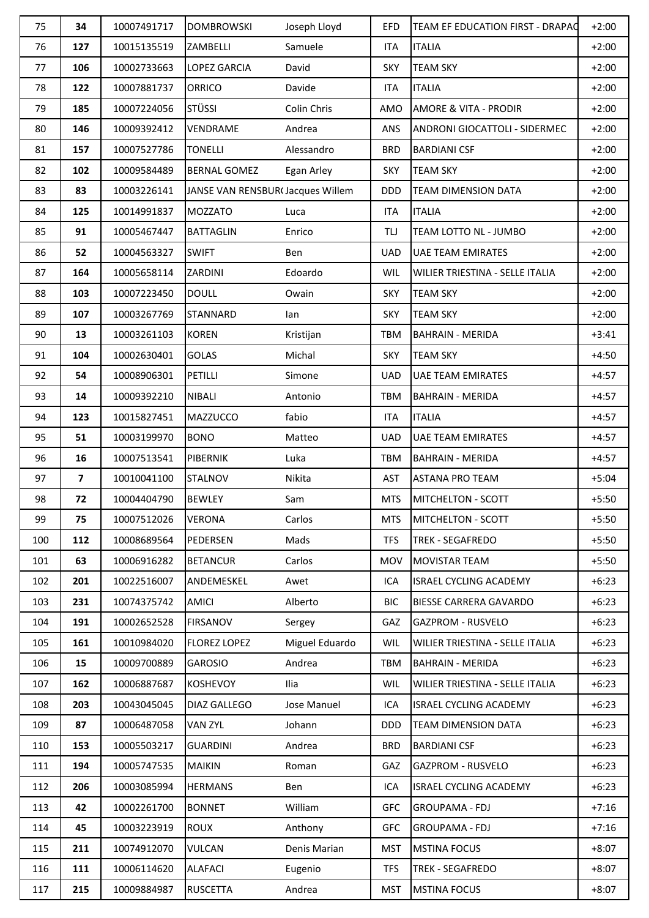| | | | | | | | |
|---|---|---|---|---|---|---|---|
| 75 | **34** | 10007491717 | DOMBROWSKI | Joseph Lloyd | EFD | TEAM EF EDUCATION FIRST - DRAPAC | +2:00 |
| 76 | **127** | 10015135519 | ZAMBELLI | Samuele | ITA | ITALIA | +2:00 |
| 77 | **106** | 10002733663 | LOPEZ GARCIA | David | SKY | TEAM SKY | +2:00 |
| 78 | **122** | 10007881737 | ORRICO | Davide | ITA | ITALIA | +2:00 |
| 79 | **185** | 10007224056 | STÜSSI | Colin Chris | AMO | AMORE & VITA - PRODIR | +2:00 |
| 80 | **146** | 10009392412 | VENDRAME | Andrea | ANS | ANDRONI GIOCATTOLI - SIDERMEC | +2:00 |
| 81 | **157** | 10007527786 | TONELLI | Alessandro | BRD | BARDIANI CSF | +2:00 |
| 82 | **102** | 10009584489 | BERNAL GOMEZ | Egan Arley | SKY | TEAM SKY | +2:00 |
| 83 | **83** | 10003226141 | JANSE VAN RENSBUR( | Jacques Willem | DDD | TEAM DIMENSION DATA | +2:00 |
| 84 | **125** | 10014991837 | MOZZATO | Luca | ITA | ITALIA | +2:00 |
| 85 | **91** | 10005467447 | BATTAGLIN | Enrico | TLJ | TEAM LOTTO NL - JUMBO | +2:00 |
| 86 | **52** | 10004563327 | SWIFT | Ben | UAD | UAE TEAM EMIRATES | +2:00 |
| 87 | **164** | 10005658114 | ZARDINI | Edoardo | WIL | WILIER TRIESTINA - SELLE ITALIA | +2:00 |
| 88 | **103** | 10007223450 | DOULL | Owain | SKY | TEAM SKY | +2:00 |
| 89 | **107** | 10003267769 | STANNARD | Ian | SKY | TEAM SKY | +2:00 |
| 90 | **13** | 10003261103 | KOREN | Kristijan | TBM | BAHRAIN - MERIDA | +3:41 |
| 91 | **104** | 10002630401 | GOLAS | Michal | SKY | TEAM SKY | +4:50 |
| 92 | **54** | 10008906301 | PETILLI | Simone | UAD | UAE TEAM EMIRATES | +4:57 |
| 93 | **14** | 10009392210 | NIBALI | Antonio | TBM | BAHRAIN - MERIDA | +4:57 |
| 94 | **123** | 10015827451 | MAZZUCCO | fabio | ITA | ITALIA | +4:57 |
| 95 | **51** | 10003199970 | BONO | Matteo | UAD | UAE TEAM EMIRATES | +4:57 |
| 96 | **16** | 10007513541 | PIBERNIK | Luka | TBM | BAHRAIN - MERIDA | +4:57 |
| 97 | **7** | 10010041100 | STALNOV | Nikita | AST | ASTANA PRO TEAM | +5:04 |
| 98 | **72** | 10004404790 | BEWLEY | Sam | MTS | MITCHELTON - SCOTT | +5:50 |
| 99 | **75** | 10007512026 | VERONA | Carlos | MTS | MITCHELTON - SCOTT | +5:50 |
| 100 | **112** | 10008689564 | PEDERSEN | Mads | TFS | TREK - SEGAFREDO | +5:50 |
| 101 | **63** | 10006916282 | BETANCUR | Carlos | MOV | MOVISTAR TEAM | +5:50 |
| 102 | **201** | 10022516007 | ANDEMESKEL | Awet | ICA | ISRAEL CYCLING ACADEMY | +6:23 |
| 103 | **231** | 10074375742 | AMICI | Alberto | BIC | BIESSE CARRERA GAVARDO | +6:23 |
| 104 | **191** | 10002652528 | FIRSANOV | Sergey | GAZ | GAZPROM - RUSVELO | +6:23 |
| 105 | **161** | 10010984020 | FLOREZ LOPEZ | Miguel Eduardo | WIL | WILIER TRIESTINA - SELLE ITALIA | +6:23 |
| 106 | **15** | 10009700889 | GAROSIO | Andrea | TBM | BAHRAIN - MERIDA | +6:23 |
| 107 | **162** | 10006887687 | KOSHEVOY | Ilia | WIL | WILIER TRIESTINA - SELLE ITALIA | +6:23 |
| 108 | **203** | 10043045045 | DIAZ GALLEGO | Jose Manuel | ICA | ISRAEL CYCLING ACADEMY | +6:23 |
| 109 | **87** | 10006487058 | VAN ZYL | Johann | DDD | TEAM DIMENSION DATA | +6:23 |
| 110 | **153** | 10005503217 | GUARDINI | Andrea | BRD | BARDIANI CSF | +6:23 |
| 111 | **194** | 10005747535 | MAIKIN | Roman | GAZ | GAZPROM - RUSVELO | +6:23 |
| 112 | **206** | 10003085994 | HERMANS | Ben | ICA | ISRAEL CYCLING ACADEMY | +6:23 |
| 113 | **42** | 10002261700 | BONNET | William | GFC | GROUPAMA - FDJ | +7:16 |
| 114 | **45** | 10003223919 | ROUX | Anthony | GFC | GROUPAMA - FDJ | +7:16 |
| 115 | **211** | 10074912070 | VULCAN | Denis Marian | MST | MSTINA FOCUS | +8:07 |
| 116 | **111** | 10006114620 | ALAFACI | Eugenio | TFS | TREK - SEGAFREDO | +8:07 |
| 117 | **215** | 10009884987 | RUSCETTA | Andrea | MST | MSTINA FOCUS | +8:07 |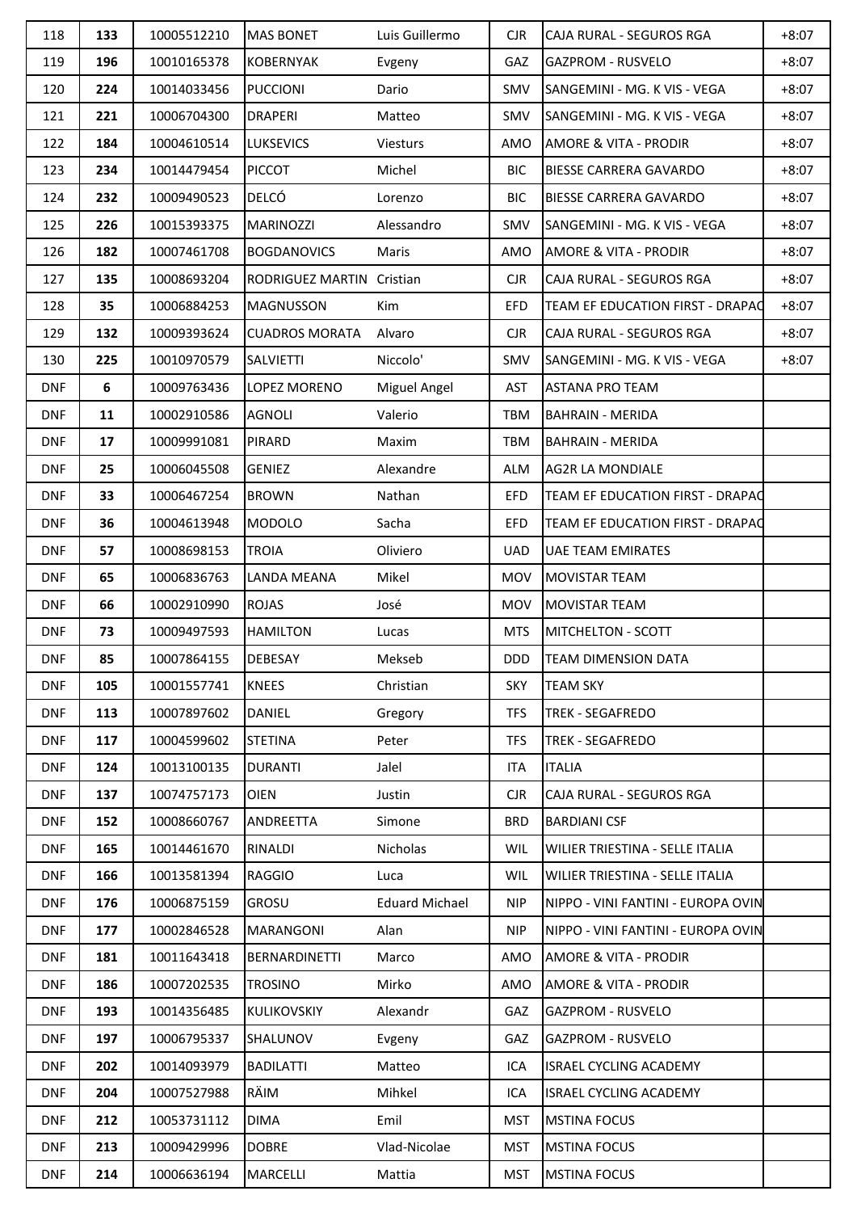| 118 | 133 | 10005512210 | MAS BONET | Luis Guillermo | CJR | CAJA RURAL - SEGUROS RGA | +8:07 |
|---|---|---|---|---|---|---|---|
| 119 | 196 | 10010165378 | KOBERNYAK | Evgeny | GAZ | GAZPROM - RUSVELO | +8:07 |
| 120 | 224 | 10014033456 | PUCCIONI | Dario | SMV | SANGEMINI - MG. K VIS - VEGA | +8:07 |
| 121 | 221 | 10006704300 | DRAPERI | Matteo | SMV | SANGEMINI - MG. K VIS - VEGA | +8:07 |
| 122 | 184 | 10004610514 | LUKSEVICS | Viesturs | AMO | AMORE & VITA - PRODIR | +8:07 |
| 123 | 234 | 10014479454 | PICCOT | Michel | BIC | BIESSE CARRERA GAVARDO | +8:07 |
| 124 | 232 | 10009490523 | DELCÓ | Lorenzo | BIC | BIESSE CARRERA GAVARDO | +8:07 |
| 125 | 226 | 10015393375 | MARINOZZI | Alessandro | SMV | SANGEMINI - MG. K VIS - VEGA | +8:07 |
| 126 | 182 | 10007461708 | BOGDANOVICS | Maris | AMO | AMORE & VITA - PRODIR | +8:07 |
| 127 | 135 | 10008693204 | RODRIGUEZ MARTIN | Cristian | CJR | CAJA RURAL - SEGUROS RGA | +8:07 |
| 128 | 35 | 10006884253 | MAGNUSSON | Kim | EFD | TEAM EF EDUCATION FIRST - DRAPAC | +8:07 |
| 129 | 132 | 10009393624 | CUADROS MORATA | Alvaro | CJR | CAJA RURAL - SEGUROS RGA | +8:07 |
| 130 | 225 | 10010970579 | SALVIETTI | Niccolo' | SMV | SANGEMINI - MG. K VIS - VEGA | +8:07 |
| DNF | 6 | 10009763436 | LOPEZ MORENO | Miguel Angel | AST | ASTANA PRO TEAM | |
| DNF | 11 | 10002910586 | AGNOLI | Valerio | TBM | BAHRAIN - MERIDA | |
| DNF | 17 | 10009991081 | PIRARD | Maxim | TBM | BAHRAIN - MERIDA | |
| DNF | 25 | 10006045508 | GENIEZ | Alexandre | ALM | AG2R LA MONDIALE | |
| DNF | 33 | 10006467254 | BROWN | Nathan | EFD | TEAM EF EDUCATION FIRST - DRAPAC | |
| DNF | 36 | 10004613948 | MODOLO | Sacha | EFD | TEAM EF EDUCATION FIRST - DRAPAC | |
| DNF | 57 | 10008698153 | TROIA | Oliviero | UAD | UAE TEAM EMIRATES | |
| DNF | 65 | 10006836763 | LANDA MEANA | Mikel | MOV | MOVISTAR TEAM | |
| DNF | 66 | 10002910990 | ROJAS | José | MOV | MOVISTAR TEAM | |
| DNF | 73 | 10009497593 | HAMILTON | Lucas | MTS | MITCHELTON - SCOTT | |
| DNF | 85 | 10007864155 | DEBESAY | Mekseb | DDD | TEAM DIMENSION DATA | |
| DNF | 105 | 10001557741 | KNEES | Christian | SKY | TEAM SKY | |
| DNF | 113 | 10007897602 | DANIEL | Gregory | TFS | TREK - SEGAFREDO | |
| DNF | 117 | 10004599602 | STETINA | Peter | TFS | TREK - SEGAFREDO | |
| DNF | 124 | 10013100135 | DURANTI | Jalel | ITA | ITALIA | |
| DNF | 137 | 10074757173 | OIEN | Justin | CJR | CAJA RURAL - SEGUROS RGA | |
| DNF | 152 | 10008660767 | ANDREETTA | Simone | BRD | BARDIANI CSF | |
| DNF | 165 | 10014461670 | RINALDI | Nicholas | WIL | WILIER TRIESTINA - SELLE ITALIA | |
| DNF | 166 | 10013581394 | RAGGIO | Luca | WIL | WILIER TRIESTINA - SELLE ITALIA | |
| DNF | 176 | 10006875159 | GROSU | Eduard Michael | NIP | NIPPO - VINI FANTINI - EUROPA OVIN | |
| DNF | 177 | 10002846528 | MARANGONI | Alan | NIP | NIPPO - VINI FANTINI - EUROPA OVIN | |
| DNF | 181 | 10011643418 | BERNARDINETTI | Marco | AMO | AMORE & VITA - PRODIR | |
| DNF | 186 | 10007202535 | TROSINO | Mirko | AMO | AMORE & VITA - PRODIR | |
| DNF | 193 | 10014356485 | KULIKOVSKIY | Alexandr | GAZ | GAZPROM - RUSVELO | |
| DNF | 197 | 10006795337 | SHALUNOV | Evgeny | GAZ | GAZPROM - RUSVELO | |
| DNF | 202 | 10014093979 | BADILATTI | Matteo | ICA | ISRAEL CYCLING ACADEMY | |
| DNF | 204 | 10007527988 | RÄIM | Mihkel | ICA | ISRAEL CYCLING ACADEMY | |
| DNF | 212 | 10053731112 | DIMA | Emil | MST | MSTINA FOCUS | |
| DNF | 213 | 10009429996 | DOBRE | Vlad-Nicolae | MST | MSTINA FOCUS | |
| DNF | 214 | 10006636194 | MARCELLI | Mattia | MST | MSTINA FOCUS | |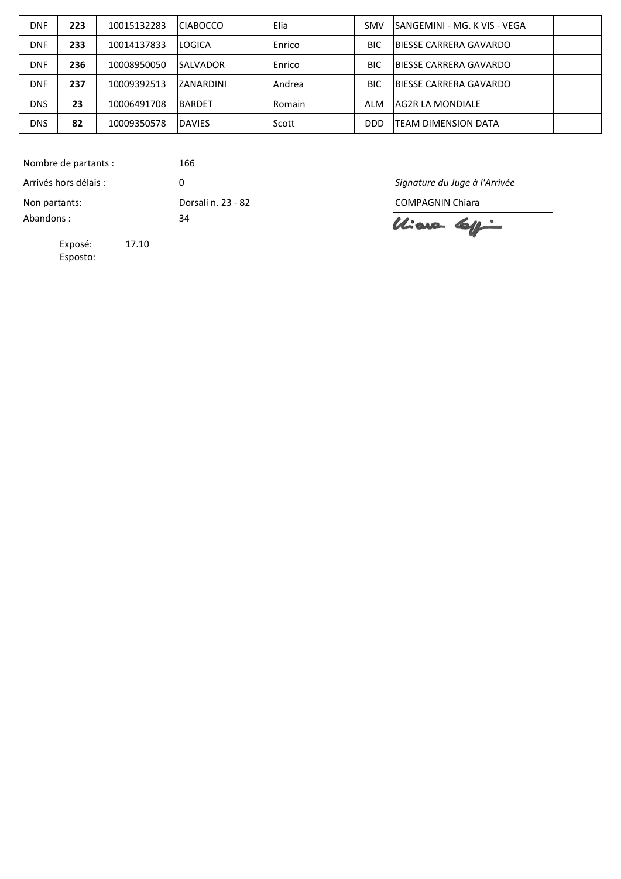| | | | | | | | |
|---|---|---|---|---|---|---|---|
| DNF | **223** | 10015132283 | CIABOCCO | Elia | SMV | SANGEMINI - MG. K VIS - VEGA | |
| DNF | **233** | 10014137833 | LOGICA | Enrico | BIC | BIESSE CARRERA GAVARDO | |
| DNF | **236** | 10008950050 | SALVADOR | Enrico | BIC | BIESSE CARRERA GAVARDO | |
| DNF | **237** | 10009392513 | ZANARDINI | Andrea | BIC | BIESSE CARRERA GAVARDO | |
| DNS | **23** | 10006491708 | BARDET | Romain | ALM | AG2R LA MONDIALE | |
| DNS | **82** | 10009350578 | DAVIES | Scott | DDD | TEAM DIMENSION DATA | |

Nombre de partants : 166

Arrivés hors délais : 0

Non partants: Dorsali n. 23 - 82

Abandons : 34

Exposé: 17.10
Esposto:

*Signature du Juge à l'Arrivée*

COMPAGNIN Chiara